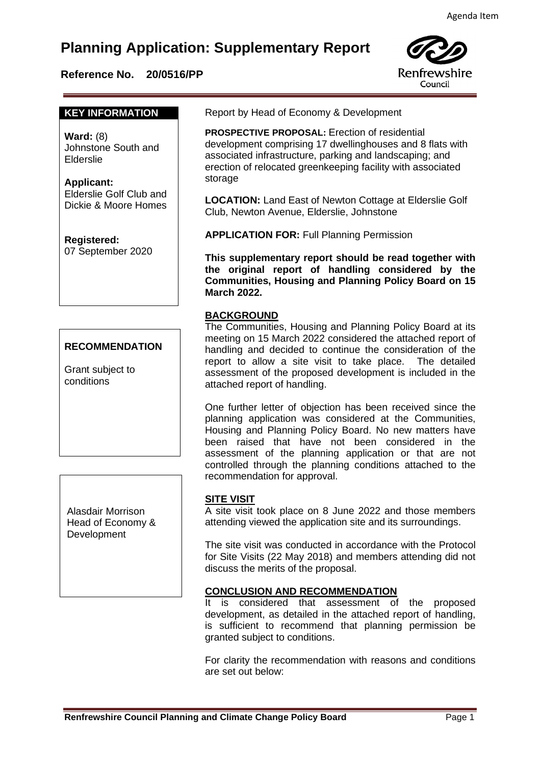Agenda Item

# Planning Application: Supplementary Report

**Reference No. 20/0516/PP**

Renfrewshire Council

**KEY INFORMATION**

**Ward:** (8)
Johnstone South and Elderslie

**Applicant:**
Elderslie Golf Club and Dickie & Moore Homes

**Registered:**
07 September 2020

**RECOMMENDATION**

Grant subject to conditions

Alasdair Morrison
Head of Economy & Development

Report by Head of Economy & Development

**PROSPECTIVE PROPOSAL:** Erection of residential development comprising 17 dwellinghouses and 8 flats with associated infrastructure, parking and landscaping; and erection of relocated greenkeeping facility with associated storage

**LOCATION:** Land East of Newton Cottage at Elderslie Golf Club, Newton Avenue, Elderslie, Johnstone

**APPLICATION FOR:** Full Planning Permission

**This supplementary report should be read together with the original report of handling considered by the Communities, Housing and Planning Policy Board on 15 March 2022.**

## BACKGROUND

The Communities, Housing and Planning Policy Board at its meeting on 15 March 2022 considered the attached report of handling and decided to continue the consideration of the report to allow a site visit to take place. The detailed assessment of the proposed development is included in the attached report of handling.

One further letter of objection has been received since the planning application was considered at the Communities, Housing and Planning Policy Board. No new matters have been raised that have not been considered in the assessment of the planning application or that are not controlled through the planning conditions attached to the recommendation for approval.

## SITE VISIT

A site visit took place on 8 June 2022 and those members attending viewed the application site and its surroundings.

The site visit was conducted in accordance with the Protocol for Site Visits (22 May 2018) and members attending did not discuss the merits of the proposal.

## CONCLUSION AND RECOMMENDATION

It is considered that assessment of the proposed development, as detailed in the attached report of handling, is sufficient to recommend that planning permission be granted subject to conditions.

For clarity the recommendation with reasons and conditions are set out below: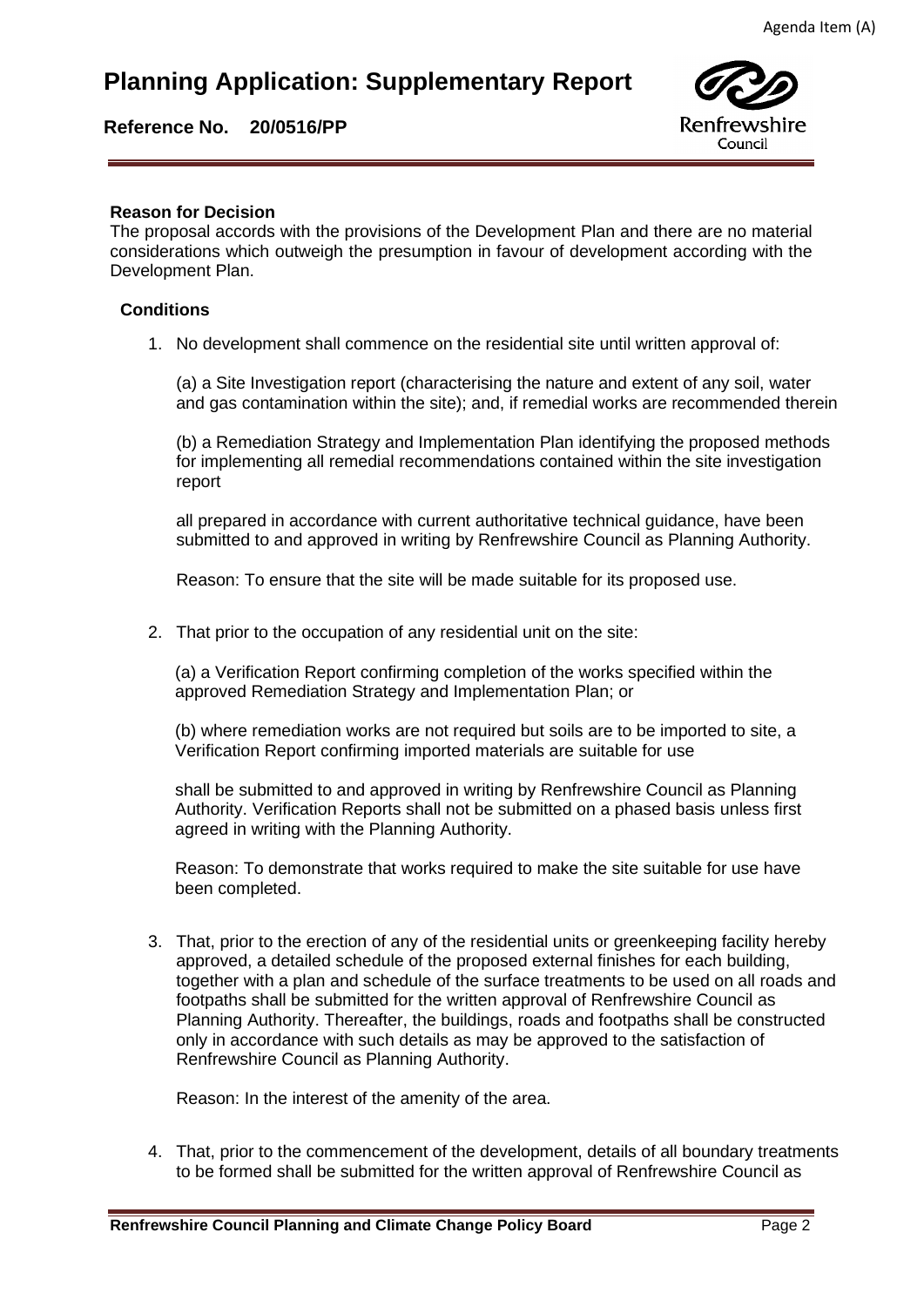**Reason for Decision**

The proposal accords with the provisions of the Development Plan and there are no material considerations which outweigh the presumption in favour of development according with the Development Plan.

**Conditions**

1. No development shall commence on the residential site until written approval of:

   (a) a Site Investigation report (characterising the nature and extent of any soil, water and gas contamination within the site); and, if remedial works are recommended therein

   (b) a Remediation Strategy and Implementation Plan identifying the proposed methods for implementing all remedial recommendations contained within the site investigation report

   all prepared in accordance with current authoritative technical guidance, have been submitted to and approved in writing by Renfrewshire Council as Planning Authority.

   Reason: To ensure that the site will be made suitable for its proposed use.

2. That prior to the occupation of any residential unit on the site:

   (a) a Verification Report confirming completion of the works specified within the approved Remediation Strategy and Implementation Plan; or

   (b) where remediation works are not required but soils are to be imported to site, a Verification Report confirming imported materials are suitable for use

   shall be submitted to and approved in writing by Renfrewshire Council as Planning Authority. Verification Reports shall not be submitted on a phased basis unless first agreed in writing with the Planning Authority.

   Reason: To demonstrate that works required to make the site suitable for use have been completed.

3. That, prior to the erection of any of the residential units or greenkeeping facility hereby approved, a detailed schedule of the proposed external finishes for each building, together with a plan and schedule of the surface treatments to be used on all roads and footpaths shall be submitted for the written approval of Renfrewshire Council as Planning Authority. Thereafter, the buildings, roads and footpaths shall be constructed only in accordance with such details as may be approved to the satisfaction of Renfrewshire Council as Planning Authority.

   Reason: In the interest of the amenity of the area.

4. That, prior to the commencement of the development, details of all boundary treatments to be formed shall be submitted for the written approval of Renfrewshire Council as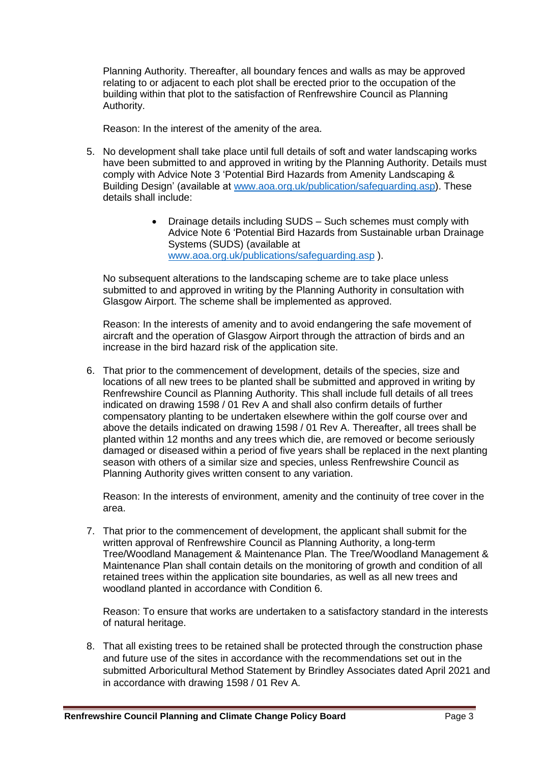Planning Authority. Thereafter, all boundary fences and walls as may be approved relating to or adjacent to each plot shall be erected prior to the occupation of the building within that plot to the satisfaction of Renfrewshire Council as Planning Authority.

Reason: In the interest of the amenity of the area.

5. No development shall take place until full details of soft and water landscaping works have been submitted to and approved in writing by the Planning Authority. Details must comply with Advice Note 3 'Potential Bird Hazards from Amenity Landscaping & Building Design' (available at www.aoa.org.uk/publication/safeguarding.asp). These details shall include:

   - Drainage details including SUDS – Such schemes must comply with Advice Note 6 'Potential Bird Hazards from Sustainable urban Drainage Systems (SUDS) (available at www.aoa.org.uk/publications/safeguarding.asp ).

   No subsequent alterations to the landscaping scheme are to take place unless submitted to and approved in writing by the Planning Authority in consultation with Glasgow Airport. The scheme shall be implemented as approved.

   Reason: In the interests of amenity and to avoid endangering the safe movement of aircraft and the operation of Glasgow Airport through the attraction of birds and an increase in the bird hazard risk of the application site.

6. That prior to the commencement of development, details of the species, size and locations of all new trees to be planted shall be submitted and approved in writing by Renfrewshire Council as Planning Authority. This shall include full details of all trees indicated on drawing 1598 / 01 Rev A and shall also confirm details of further compensatory planting to be undertaken elsewhere within the golf course over and above the details indicated on drawing 1598 / 01 Rev A. Thereafter, all trees shall be planted within 12 months and any trees which die, are removed or become seriously damaged or diseased within a period of five years shall be replaced in the next planting season with others of a similar size and species, unless Renfrewshire Council as Planning Authority gives written consent to any variation.

   Reason: In the interests of environment, amenity and the continuity of tree cover in the area.

7. That prior to the commencement of development, the applicant shall submit for the written approval of Renfrewshire Council as Planning Authority, a long-term Tree/Woodland Management & Maintenance Plan. The Tree/Woodland Management & Maintenance Plan shall contain details on the monitoring of growth and condition of all retained trees within the application site boundaries, as well as all new trees and woodland planted in accordance with Condition 6.

   Reason: To ensure that works are undertaken to a satisfactory standard in the interests of natural heritage.

8. That all existing trees to be retained shall be protected through the construction phase and future use of the sites in accordance with the recommendations set out in the submitted Arboricultural Method Statement by Brindley Associates dated April 2021 and in accordance with drawing 1598 / 01 Rev A.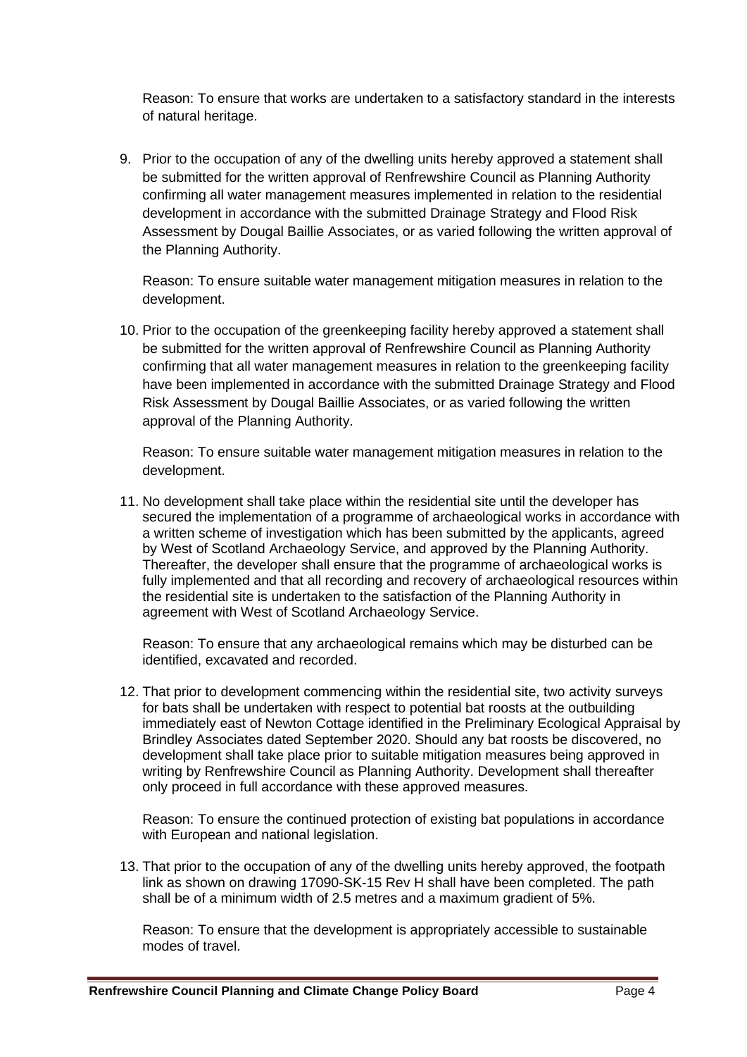Reason: To ensure that works are undertaken to a satisfactory standard in the interests of natural heritage.

9. Prior to the occupation of any of the dwelling units hereby approved a statement shall be submitted for the written approval of Renfrewshire Council as Planning Authority confirming all water management measures implemented in relation to the residential development in accordance with the submitted Drainage Strategy and Flood Risk Assessment by Dougal Baillie Associates, or as varied following the written approval of the Planning Authority.

   Reason: To ensure suitable water management mitigation measures in relation to the development.

10. Prior to the occupation of the greenkeeping facility hereby approved a statement shall be submitted for the written approval of Renfrewshire Council as Planning Authority confirming that all water management measures in relation to the greenkeeping facility have been implemented in accordance with the submitted Drainage Strategy and Flood Risk Assessment by Dougal Baillie Associates, or as varied following the written approval of the Planning Authority.

    Reason: To ensure suitable water management mitigation measures in relation to the development.

11. No development shall take place within the residential site until the developer has secured the implementation of a programme of archaeological works in accordance with a written scheme of investigation which has been submitted by the applicants, agreed by West of Scotland Archaeology Service, and approved by the Planning Authority. Thereafter, the developer shall ensure that the programme of archaeological works is fully implemented and that all recording and recovery of archaeological resources within the residential site is undertaken to the satisfaction of the Planning Authority in agreement with West of Scotland Archaeology Service.

    Reason: To ensure that any archaeological remains which may be disturbed can be identified, excavated and recorded.

12. That prior to development commencing within the residential site, two activity surveys for bats shall be undertaken with respect to potential bat roosts at the outbuilding immediately east of Newton Cottage identified in the Preliminary Ecological Appraisal by Brindley Associates dated September 2020. Should any bat roosts be discovered, no development shall take place prior to suitable mitigation measures being approved in writing by Renfrewshire Council as Planning Authority. Development shall thereafter only proceed in full accordance with these approved measures.

    Reason: To ensure the continued protection of existing bat populations in accordance with European and national legislation.

13. That prior to the occupation of any of the dwelling units hereby approved, the footpath link as shown on drawing 17090-SK-15 Rev H shall have been completed. The path shall be of a minimum width of 2.5 metres and a maximum gradient of 5%.

    Reason: To ensure that the development is appropriately accessible to sustainable modes of travel.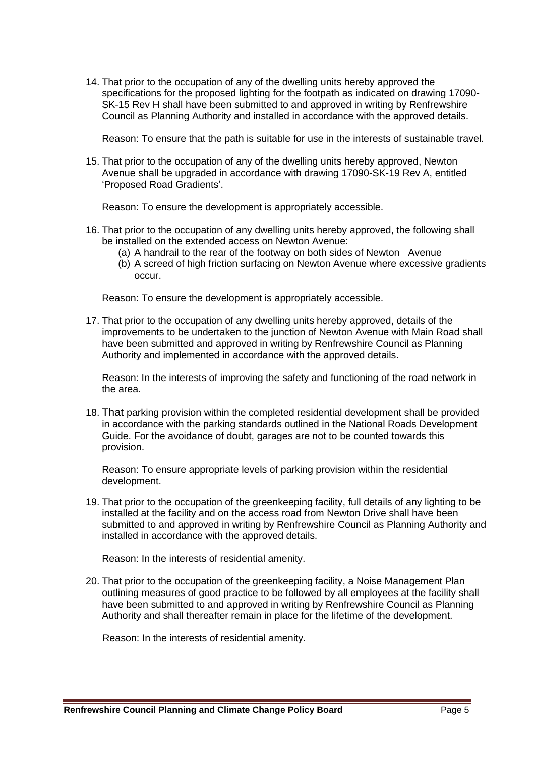14. That prior to the occupation of any of the dwelling units hereby approved the specifications for the proposed lighting for the footpath as indicated on drawing 17090-SK-15 Rev H shall have been submitted to and approved in writing by Renfrewshire Council as Planning Authority and installed in accordance with the approved details.

    Reason: To ensure that the path is suitable for use in the interests of sustainable travel.

15. That prior to the occupation of any of the dwelling units hereby approved, Newton Avenue shall be upgraded in accordance with drawing 17090-SK-19 Rev A, entitled 'Proposed Road Gradients'.

    Reason: To ensure the development is appropriately accessible.

16. That prior to the occupation of any dwelling units hereby approved, the following shall be installed on the extended access on Newton Avenue:
    (a) A handrail to the rear of the footway on both sides of Newton Avenue
    (b) A screed of high friction surfacing on Newton Avenue where excessive gradients occur.

    Reason: To ensure the development is appropriately accessible.

17. That prior to the occupation of any dwelling units hereby approved, details of the improvements to be undertaken to the junction of Newton Avenue with Main Road shall have been submitted and approved in writing by Renfrewshire Council as Planning Authority and implemented in accordance with the approved details.

    Reason: In the interests of improving the safety and functioning of the road network in the area.

18. That parking provision within the completed residential development shall be provided in accordance with the parking standards outlined in the National Roads Development Guide. For the avoidance of doubt, garages are not to be counted towards this provision.

    Reason: To ensure appropriate levels of parking provision within the residential development.

19. That prior to the occupation of the greenkeeping facility, full details of any lighting to be installed at the facility and on the access road from Newton Drive shall have been submitted to and approved in writing by Renfrewshire Council as Planning Authority and installed in accordance with the approved details.

    Reason: In the interests of residential amenity.

20. That prior to the occupation of the greenkeeping facility, a Noise Management Plan outlining measures of good practice to be followed by all employees at the facility shall have been submitted to and approved in writing by Renfrewshire Council as Planning Authority and shall thereafter remain in place for the lifetime of the development.

    Reason: In the interests of residential amenity.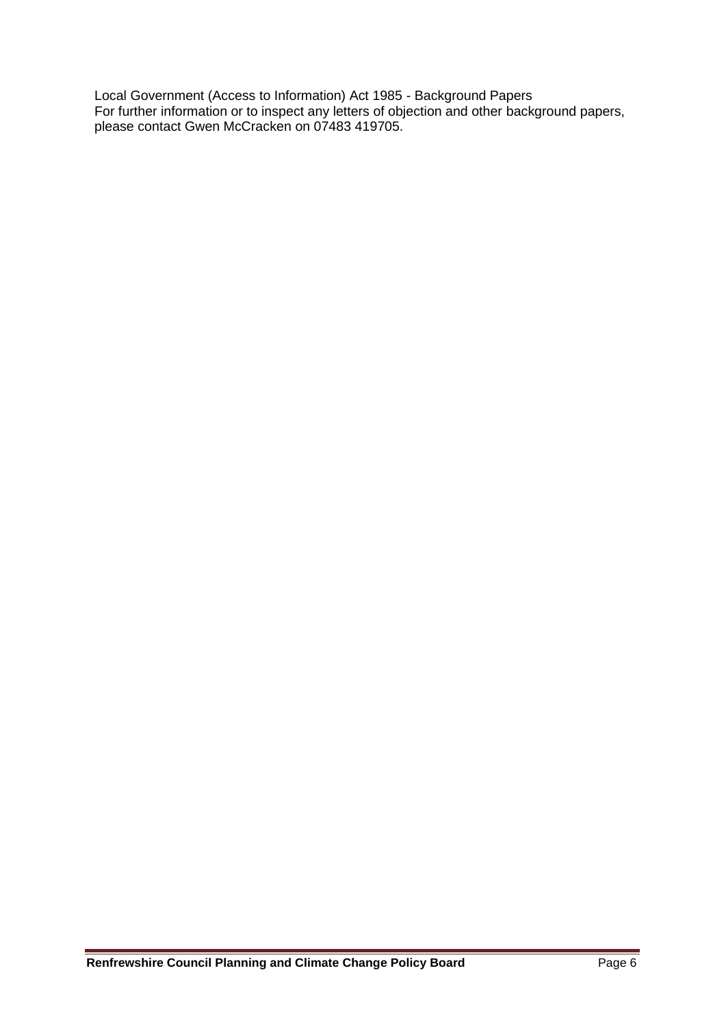Local Government (Access to Information) Act 1985 - Background Papers
For further information or to inspect any letters of objection and other background papers, please contact Gwen McCracken on 07483 419705.